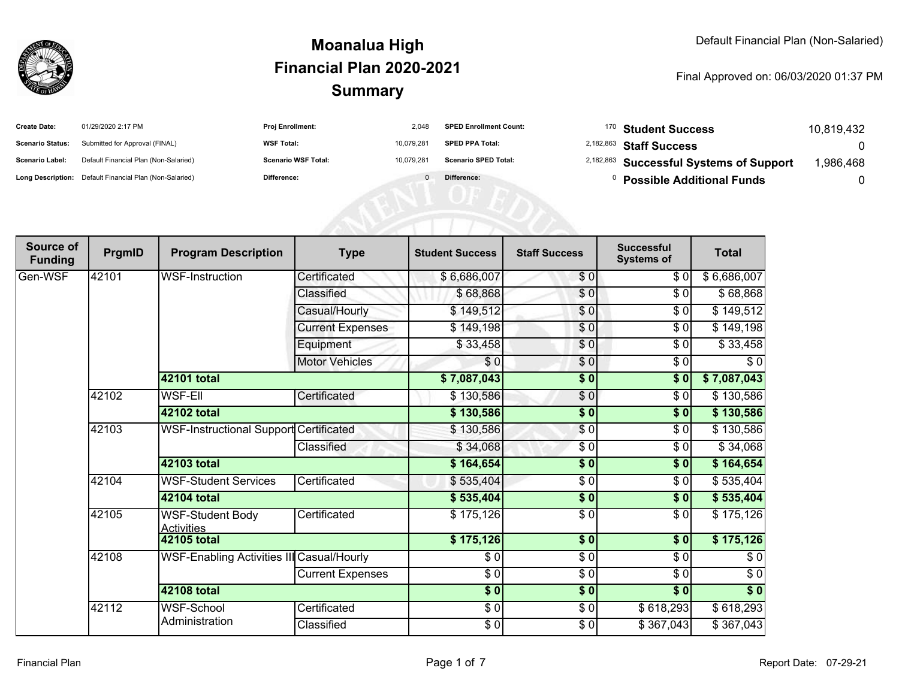# Moanalua High
# Financial Plan 2020-2021
# Summary

Default Financial Plan (Non-Salaried)

Final Approved on: 06/03/2020 01:37 PM

| | | | | | | | |
|---|---|---|---|---|---|---|---|
| **Create Date:** | 01/29/2020 2:17 PM | **Proj Enrollment:** | 2,048 | **SPED Enrollment Count:** | 170 | **Student Success** | 10,819,432 |
| **Scenario Status:** | Submitted for Approval (FINAL) | **WSF Total:** | 10,079,281 | **SPED PPA Total:** | 2,182,863 | **Staff Success** | 0 |
| **Scenario Label:** | Default Financial Plan (Non-Salaried) | **Scenario WSF Total:** | 10,079,281 | **Scenario SPED Total:** | 2,182,863 | **Successful Systems of Support** | 1,986,468 |
| **Long Description:** | Default Financial Plan (Non-Salaried) | **Difference:** | 0 | **Difference:** | 0 | **Possible Additional Funds** | 0 |

| Source of Funding | PrgmID | Program Description | Type | Student Success | Staff Success | Successful Systems of | Total |
|---|---|---|---|---|---|---|---|
| Gen-WSF | 42101 | WSF-Instruction | Certificated | $ 6,686,007 | $ 0 | $ 0 | $ 6,686,007 |
| | | | Classified | $ 68,868 | $ 0 | $ 0 | $ 68,868 |
| | | | Casual/Hourly | $ 149,512 | $ 0 | $ 0 | $ 149,512 |
| | | | Current Expenses | $ 149,198 | $ 0 | $ 0 | $ 149,198 |
| | | | Equipment | $ 33,458 | $ 0 | $ 0 | $ 33,458 |
| | | | Motor Vehicles | $ 0 | $ 0 | $ 0 | $ 0 |
| | | **42101 total** | | **$ 7,087,043** | **$ 0** | **$ 0** | **$ 7,087,043** |
| | 42102 | WSF-Ell | Certificated | $ 130,586 | $ 0 | $ 0 | $ 130,586 |
| | | **42102 total** | | **$ 130,586** | **$ 0** | **$ 0** | **$ 130,586** |
| | 42103 | WSF-Instructional Support | Certificated | $ 130,586 | $ 0 | $ 0 | $ 130,586 |
| | | | Classified | $ 34,068 | $ 0 | $ 0 | $ 34,068 |
| | | **42103 total** | | **$ 164,654** | **$ 0** | **$ 0** | **$ 164,654** |
| | 42104 | WSF-Student Services | Certificated | $ 535,404 | $ 0 | $ 0 | $ 535,404 |
| | | **42104 total** | | **$ 535,404** | **$ 0** | **$ 0** | **$ 535,404** |
| | 42105 | WSF-Student Body Activities | Certificated | $ 175,126 | $ 0 | $ 0 | $ 175,126 |
| | | **42105 total** | | **$ 175,126** | **$ 0** | **$ 0** | **$ 175,126** |
| | 42108 | WSF-Enabling Activities III | Casual/Hourly | $ 0 | $ 0 | $ 0 | $ 0 |
| | | | Current Expenses | $ 0 | $ 0 | $ 0 | $ 0 |
| | | **42108 total** | | **$ 0** | **$ 0** | **$ 0** | **$ 0** |
| | 42112 | WSF-School Administration | Certificated | $ 0 | $ 0 | $ 618,293 | $ 618,293 |
| | | | Classified | $ 0 | $ 0 | $ 367,043 | $ 367,043 |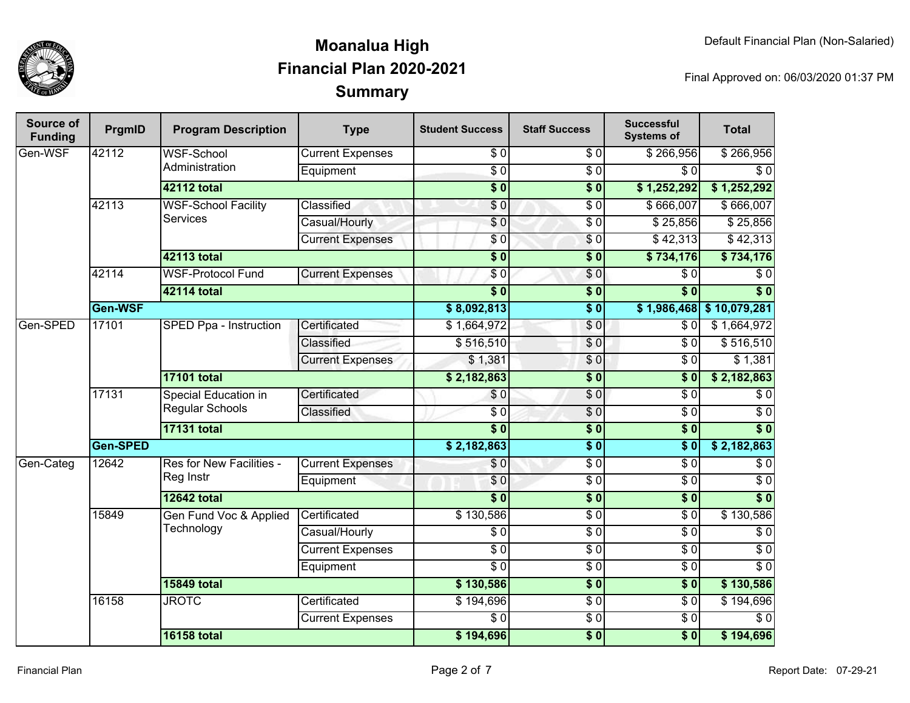# Moanalua High
## Financial Plan 2020-2021
## Summary

Default Financial Plan (Non-Salaried)

Final Approved on: 06/03/2020 01:37 PM

| Source of Funding | PrgmID | Program Description | Type | Student Success | Staff Success | Successful Systems of | Total |
|---|---|---|---|---|---|---|---|
| Gen-WSF | 42112 | WSF-School Administration | Current Expenses | $ 0 | $ 0 | $ 266,956 | $ 266,956 |
| | | | Equipment | $ 0 | $ 0 | $ 0 | $ 0 |
| | | **42112 total** | | **$ 0** | **$ 0** | **$ 1,252,292** | **$ 1,252,292** |
| | 42113 | WSF-School Facility Services | Classified | $ 0 | $ 0 | $ 666,007 | $ 666,007 |
| | | | Casual/Hourly | $ 0 | $ 0 | $ 25,856 | $ 25,856 |
| | | | Current Expenses | $ 0 | $ 0 | $ 42,313 | $ 42,313 |
| | | **42113 total** | | **$ 0** | **$ 0** | **$ 734,176** | **$ 734,176** |
| | 42114 | WSF-Protocol Fund | Current Expenses | $ 0 | $ 0 | $ 0 | $ 0 |
| | | **42114 total** | | **$ 0** | **$ 0** | **$ 0** | **$ 0** |
| | **Gen-WSF** | | | **$ 8,092,813** | **$ 0** | **$ 1,986,468** | **$ 10,079,281** |
| Gen-SPED | 17101 | SPED Ppa - Instruction | Certificated | $ 1,664,972 | $ 0 | $ 0 | $ 1,664,972 |
| | | | Classified | $ 516,510 | $ 0 | $ 0 | $ 516,510 |
| | | | Current Expenses | $ 1,381 | $ 0 | $ 0 | $ 1,381 |
| | | **17101 total** | | **$ 2,182,863** | **$ 0** | **$ 0** | **$ 2,182,863** |
| | 17131 | Special Education in Regular Schools | Certificated | $ 0 | $ 0 | $ 0 | $ 0 |
| | | | Classified | $ 0 | $ 0 | $ 0 | $ 0 |
| | | **17131 total** | | **$ 0** | **$ 0** | **$ 0** | **$ 0** |
| | **Gen-SPED** | | | **$ 2,182,863** | **$ 0** | **$ 0** | **$ 2,182,863** |
| Gen-Categ | 12642 | Res for New Facilities - Reg Instr | Current Expenses | $ 0 | $ 0 | $ 0 | $ 0 |
| | | | Equipment | $ 0 | $ 0 | $ 0 | $ 0 |
| | | **12642 total** | | **$ 0** | **$ 0** | **$ 0** | **$ 0** |
| | 15849 | Gen Fund Voc & Applied Technology | Certificated | $ 130,586 | $ 0 | $ 0 | $ 130,586 |
| | | | Casual/Hourly | $ 0 | $ 0 | $ 0 | $ 0 |
| | | | Current Expenses | $ 0 | $ 0 | $ 0 | $ 0 |
| | | | Equipment | $ 0 | $ 0 | $ 0 | $ 0 |
| | | **15849 total** | | **$ 130,586** | **$ 0** | **$ 0** | **$ 130,586** |
| | 16158 | JROTC | Certificated | $ 194,696 | $ 0 | $ 0 | $ 194,696 |
| | | | Current Expenses | $ 0 | $ 0 | $ 0 | $ 0 |
| | | **16158 total** | | **$ 194,696** | **$ 0** | **$ 0** | **$ 194,696** |

Financial Plan

Report Date: 07-29-21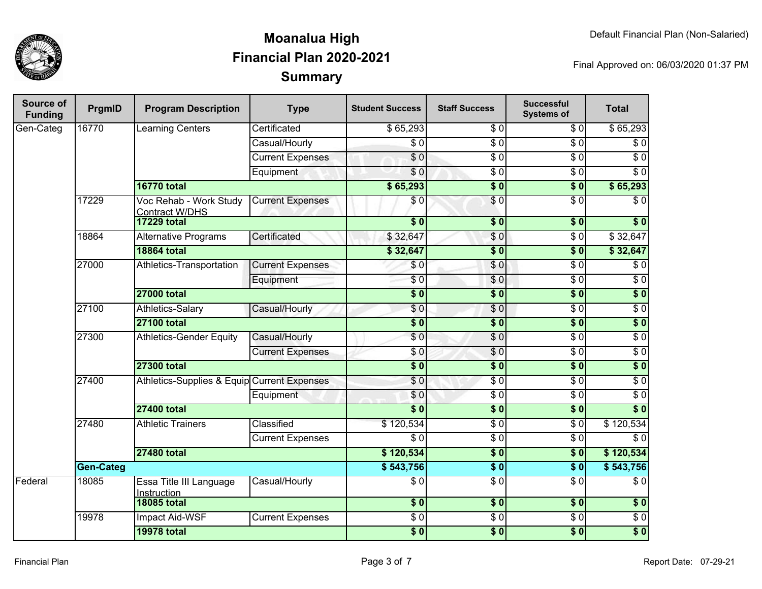# Moanalua High
## Financial Plan 2020-2021
### Summary

Default Financial Plan (Non-Salaried)

Final Approved on: 06/03/2020 01:37 PM

| Source of Funding | PrgmID | Program Description | Type | Student Success | Staff Success | Successful Systems of | Total |
|---|---|---|---|---|---|---|---|
| Gen-Categ | 16770 | Learning Centers | Certificated | $ 65,293 | $ 0 | $ 0 | $ 65,293 |
| | | | Casual/Hourly | $ 0 | $ 0 | $ 0 | $ 0 |
| | | | Current Expenses | $ 0 | $ 0 | $ 0 | $ 0 |
| | | | Equipment | $ 0 | $ 0 | $ 0 | $ 0 |
| | | **16770 total** | | **$ 65,293** | **$ 0** | **$ 0** | **$ 65,293** |
| | 17229 | Voc Rehab - Work Study Contract W/DHS | Current Expenses | $ 0 | $ 0 | $ 0 | $ 0 |
| | | **17229 total** | | **$ 0** | **$ 0** | **$ 0** | **$ 0** |
| | 18864 | Alternative Programs | Certificated | $ 32,647 | $ 0 | $ 0 | $ 32,647 |
| | | **18864 total** | | **$ 32,647** | **$ 0** | **$ 0** | **$ 32,647** |
| | 27000 | Athletics-Transportation | Current Expenses | $ 0 | $ 0 | $ 0 | $ 0 |
| | | | Equipment | $ 0 | $ 0 | $ 0 | $ 0 |
| | | **27000 total** | | **$ 0** | **$ 0** | **$ 0** | **$ 0** |
| | 27100 | Athletics-Salary | Casual/Hourly | $ 0 | $ 0 | $ 0 | $ 0 |
| | | **27100 total** | | **$ 0** | **$ 0** | **$ 0** | **$ 0** |
| | 27300 | Athletics-Gender Equity | Casual/Hourly | $ 0 | $ 0 | $ 0 | $ 0 |
| | | | Current Expenses | $ 0 | $ 0 | $ 0 | $ 0 |
| | | **27300 total** | | **$ 0** | **$ 0** | **$ 0** | **$ 0** |
| | 27400 | Athletics-Supplies & Equip | Current Expenses | $ 0 | $ 0 | $ 0 | $ 0 |
| | | | Equipment | $ 0 | $ 0 | $ 0 | $ 0 |
| | | **27400 total** | | **$ 0** | **$ 0** | **$ 0** | **$ 0** |
| | 27480 | Athletic Trainers | Classified | $ 120,534 | $ 0 | $ 0 | $ 120,534 |
| | | | Current Expenses | $ 0 | $ 0 | $ 0 | $ 0 |
| | | **27480 total** | | **$ 120,534** | **$ 0** | **$ 0** | **$ 120,534** |
| | **Gen-Categ** | | | **$ 543,756** | **$ 0** | **$ 0** | **$ 543,756** |
| Federal | 18085 | Essa Title III Language Instruction | Casual/Hourly | $ 0 | $ 0 | $ 0 | $ 0 |
| | | **18085 total** | | **$ 0** | **$ 0** | **$ 0** | **$ 0** |
| | 19978 | Impact Aid-WSF | Current Expenses | $ 0 | $ 0 | $ 0 | $ 0 |
| | | **19978 total** | | **$ 0** | **$ 0** | **$ 0** | **$ 0** |

Financial Plan

Report Date: 07-29-21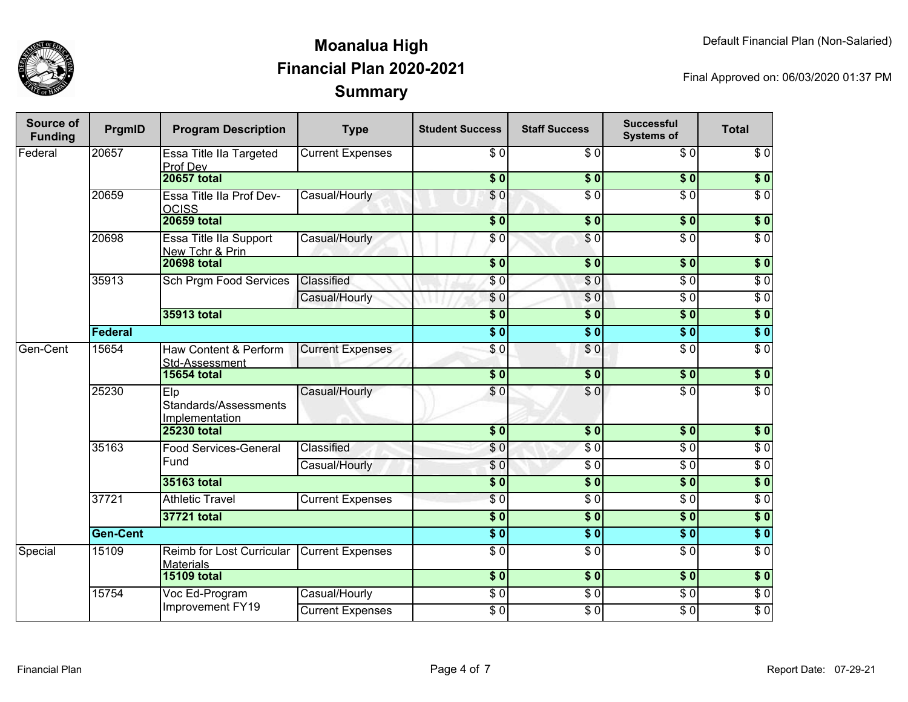# Moanalua High
# Financial Plan 2020-2021
# Summary

Default Financial Plan (Non-Salaried)

Final Approved on: 06/03/2020 01:37 PM

| Source of Funding | PrgmID | Program Description | Type | Student Success | Staff Success | Successful Systems of | Total |
|---|---|---|---|---|---|---|---|
| Federal | 20657 | Essa Title IIa Targeted Prof Dev | Current Expenses | $ 0 | $ 0 | $ 0 | $ 0 |
| | | **20657 total** | | **$ 0** | **$ 0** | **$ 0** | **$ 0** |
| | 20659 | Essa Title IIa Prof Dev-OCISS | Casual/Hourly | $ 0 | $ 0 | $ 0 | $ 0 |
| | | **20659 total** | | **$ 0** | **$ 0** | **$ 0** | **$ 0** |
| | 20698 | Essa Title IIa Support New Tchr & Prin | Casual/Hourly | $ 0 | $ 0 | $ 0 | $ 0 |
| | | **20698 total** | | **$ 0** | **$ 0** | **$ 0** | **$ 0** |
| | 35913 | Sch Prgm Food Services | Classified | $ 0 | $ 0 | $ 0 | $ 0 |
| | | | Casual/Hourly | $ 0 | $ 0 | $ 0 | $ 0 |
| | | **35913 total** | | **$ 0** | **$ 0** | **$ 0** | **$ 0** |
| | **Federal** | | | **$ 0** | **$ 0** | **$ 0** | **$ 0** |
| Gen-Cent | 15654 | Haw Content & Perform Std-Assessment | Current Expenses | $ 0 | $ 0 | $ 0 | $ 0 |
| | | **15654 total** | | **$ 0** | **$ 0** | **$ 0** | **$ 0** |
| | 25230 | Elp Standards/Assessments Implementation | Casual/Hourly | $ 0 | $ 0 | $ 0 | $ 0 |
| | | **25230 total** | | **$ 0** | **$ 0** | **$ 0** | **$ 0** |
| | 35163 | Food Services-General Fund | Classified | $ 0 | $ 0 | $ 0 | $ 0 |
| | | | Casual/Hourly | $ 0 | $ 0 | $ 0 | $ 0 |
| | | **35163 total** | | **$ 0** | **$ 0** | **$ 0** | **$ 0** |
| | 37721 | Athletic Travel | Current Expenses | $ 0 | $ 0 | $ 0 | $ 0 |
| | | **37721 total** | | **$ 0** | **$ 0** | **$ 0** | **$ 0** |
| | **Gen-Cent** | | | **$ 0** | **$ 0** | **$ 0** | **$ 0** |
| Special | 15109 | Reimb for Lost Curricular Materials | Current Expenses | $ 0 | $ 0 | $ 0 | $ 0 |
| | | **15109 total** | | **$ 0** | **$ 0** | **$ 0** | **$ 0** |
| | 15754 | Voc Ed-Program Improvement FY19 | Casual/Hourly | $ 0 | $ 0 | $ 0 | $ 0 |
| | | | Current Expenses | $ 0 | $ 0 | $ 0 | $ 0 |

Financial Plan

Report Date: 07-29-21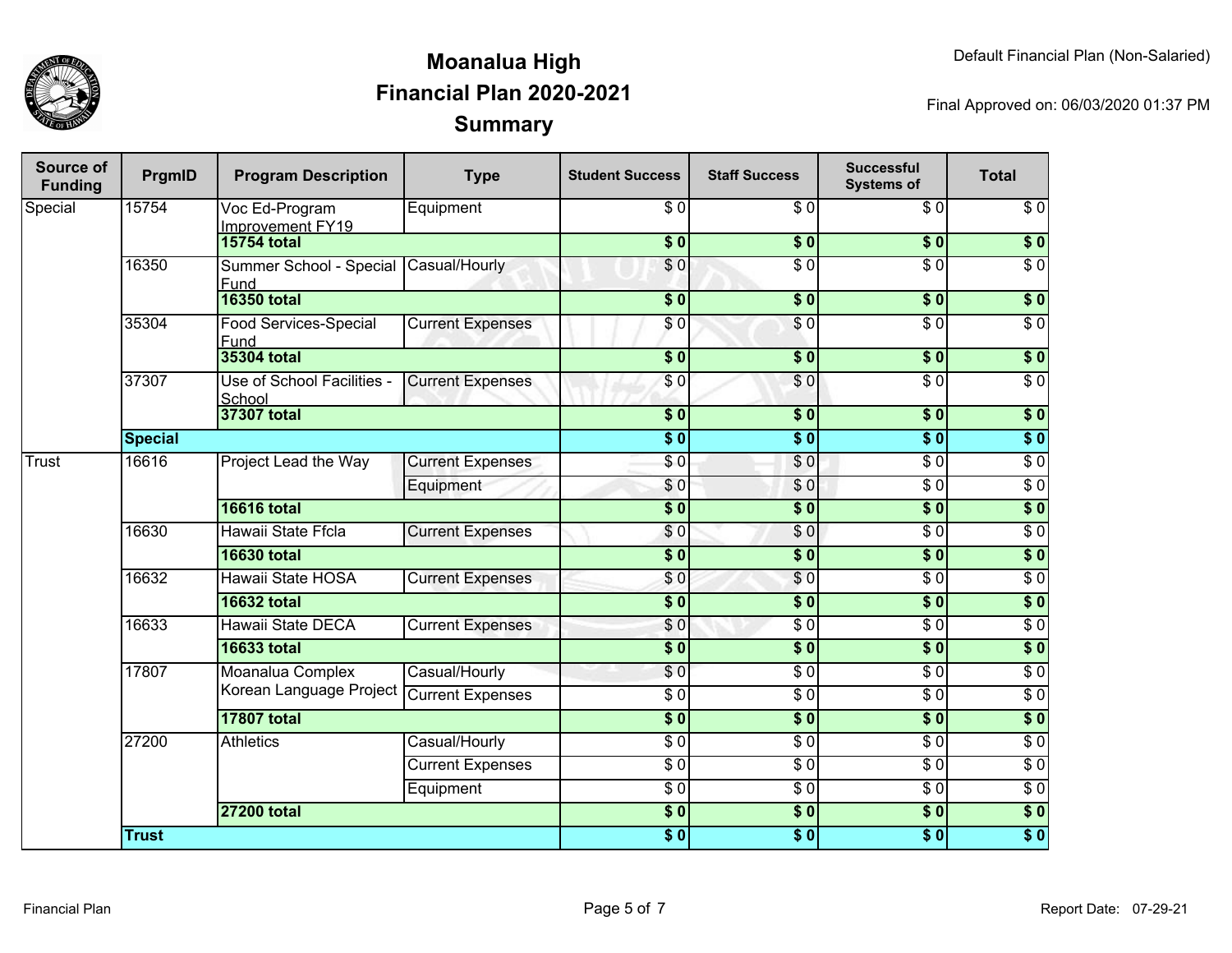# Moanalua High
## Financial Plan 2020-2021
## Summary

Default Financial Plan (Non-Salaried)

Final Approved on: 06/03/2020 01:37 PM

| Source of Funding | PrgmID | Program Description | Type | Student Success | Staff Success | Successful Systems of | Total |
|---|---|---|---|---|---|---|---|
| Special | 15754 | Voc Ed-Program Improvement FY19 | Equipment | $ 0 | $ 0 | $ 0 | $ 0 |
| | | **15754 total** | | **$ 0** | **$ 0** | **$ 0** | **$ 0** |
| | 16350 | Summer School - Special Fund | Casual/Hourly | $ 0 | $ 0 | $ 0 | $ 0 |
| | | **16350 total** | | **$ 0** | **$ 0** | **$ 0** | **$ 0** |
| | 35304 | Food Services-Special Fund | Current Expenses | $ 0 | $ 0 | $ 0 | $ 0 |
| | | **35304 total** | | **$ 0** | **$ 0** | **$ 0** | **$ 0** |
| | 37307 | Use of School Facilities - School | Current Expenses | $ 0 | $ 0 | $ 0 | $ 0 |
| | | **37307 total** | | **$ 0** | **$ 0** | **$ 0** | **$ 0** |
| | **Special** | | | **$ 0** | **$ 0** | **$ 0** | **$ 0** |
| Trust | 16616 | Project Lead the Way | Current Expenses | $ 0 | $ 0 | $ 0 | $ 0 |
| | | | Equipment | $ 0 | $ 0 | $ 0 | $ 0 |
| | | **16616 total** | | **$ 0** | **$ 0** | **$ 0** | **$ 0** |
| | 16630 | Hawaii State Ffcla | Current Expenses | $ 0 | $ 0 | $ 0 | $ 0 |
| | | **16630 total** | | **$ 0** | **$ 0** | **$ 0** | **$ 0** |
| | 16632 | Hawaii State HOSA | Current Expenses | $ 0 | $ 0 | $ 0 | $ 0 |
| | | **16632 total** | | **$ 0** | **$ 0** | **$ 0** | **$ 0** |
| | 16633 | Hawaii State DECA | Current Expenses | $ 0 | $ 0 | $ 0 | $ 0 |
| | | **16633 total** | | **$ 0** | **$ 0** | **$ 0** | **$ 0** |
| | 17807 | Moanalua Complex Korean Language Project | Casual/Hourly | $ 0 | $ 0 | $ 0 | $ 0 |
| | | | Current Expenses | $ 0 | $ 0 | $ 0 | $ 0 |
| | | **17807 total** | | **$ 0** | **$ 0** | **$ 0** | **$ 0** |
| | 27200 | Athletics | Casual/Hourly | $ 0 | $ 0 | $ 0 | $ 0 |
| | | | Current Expenses | $ 0 | $ 0 | $ 0 | $ 0 |
| | | | Equipment | $ 0 | $ 0 | $ 0 | $ 0 |
| | | **27200 total** | | **$ 0** | **$ 0** | **$ 0** | **$ 0** |
| | **Trust** | | | **$ 0** | **$ 0** | **$ 0** | **$ 0** |

Financial Plan

Report Date: 07-29-21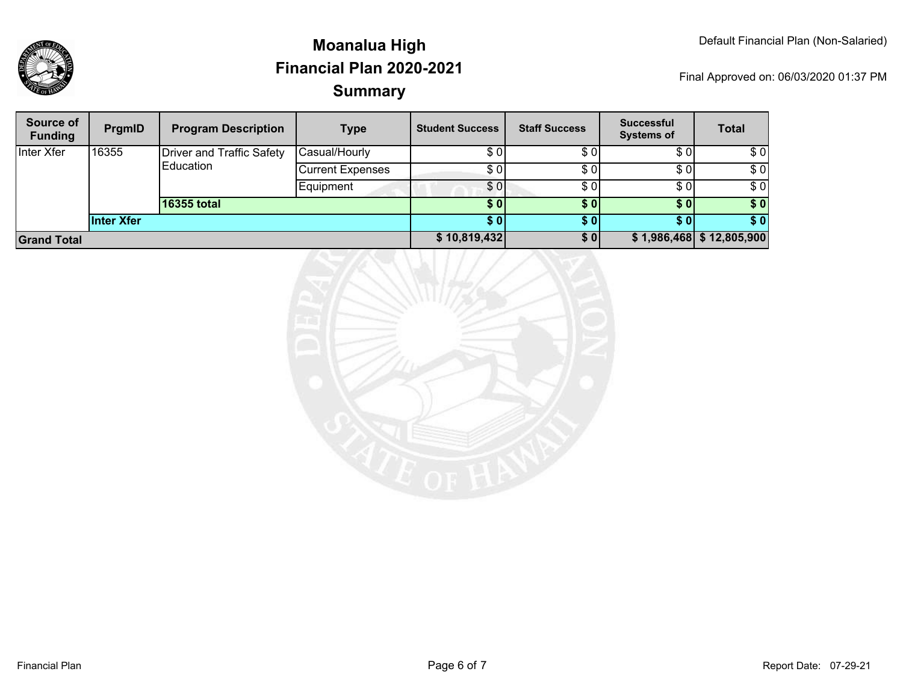# Moanalua High
## Financial Plan 2020-2021
### Summary

Default Financial Plan (Non-Salaried)

Final Approved on: 06/03/2020 01:37 PM

| Source of Funding | PrgmID | Program Description | Type | Student Success | Staff Success | Successful Systems of | Total |
|---|---|---|---|---|---|---|---|
| Inter Xfer | 16355 | Driver and Traffic Safety Education | Casual/Hourly | $ 0 | $ 0 | $ 0 | $ 0 |
| | | | Current Expenses | $ 0 | $ 0 | $ 0 | $ 0 |
| | | | Equipment | $ 0 | $ 0 | $ 0 | $ 0 |
| | | **16355 total** | | **$ 0** | **$ 0** | **$ 0** | **$ 0** |
| | **Inter Xfer** | | | **$ 0** | **$ 0** | **$ 0** | **$ 0** |
| **Grand Total** | | | | **$ 10,819,432** | **$ 0** | **$ 1,986,468** | **$ 12,805,900** |

Financial Plan

Report Date: 07-29-21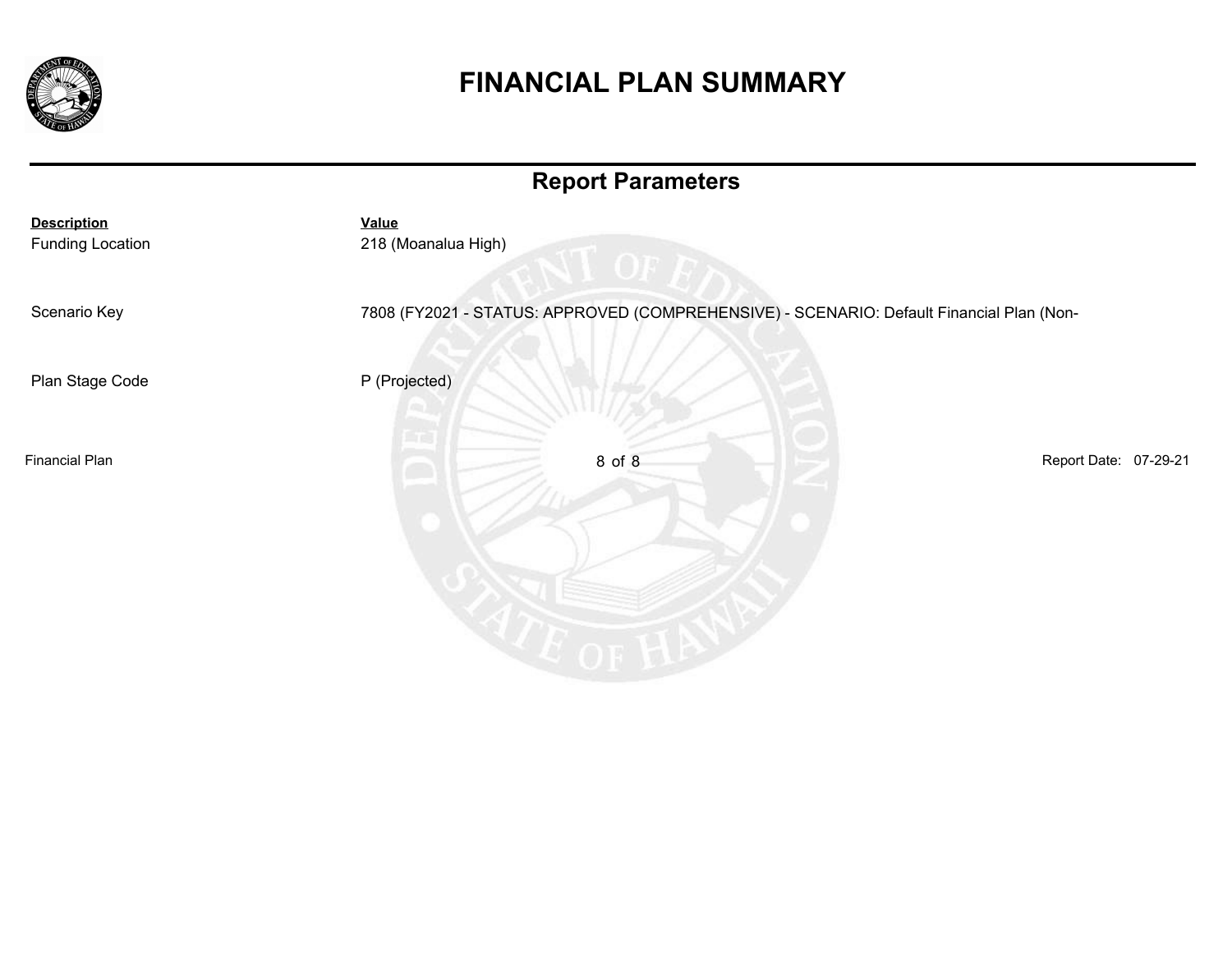# FINANCIAL PLAN SUMMARY

## Report Parameters

| Description | Value |
|---|---|
| Funding Location | 218 (Moanalua High) |
| Scenario Key | 7808 (FY2021 - STATUS: APPROVED (COMPREHENSIVE) - SCENARIO: Default Financial Plan (Non- |
| Plan Stage Code | P (Projected) |